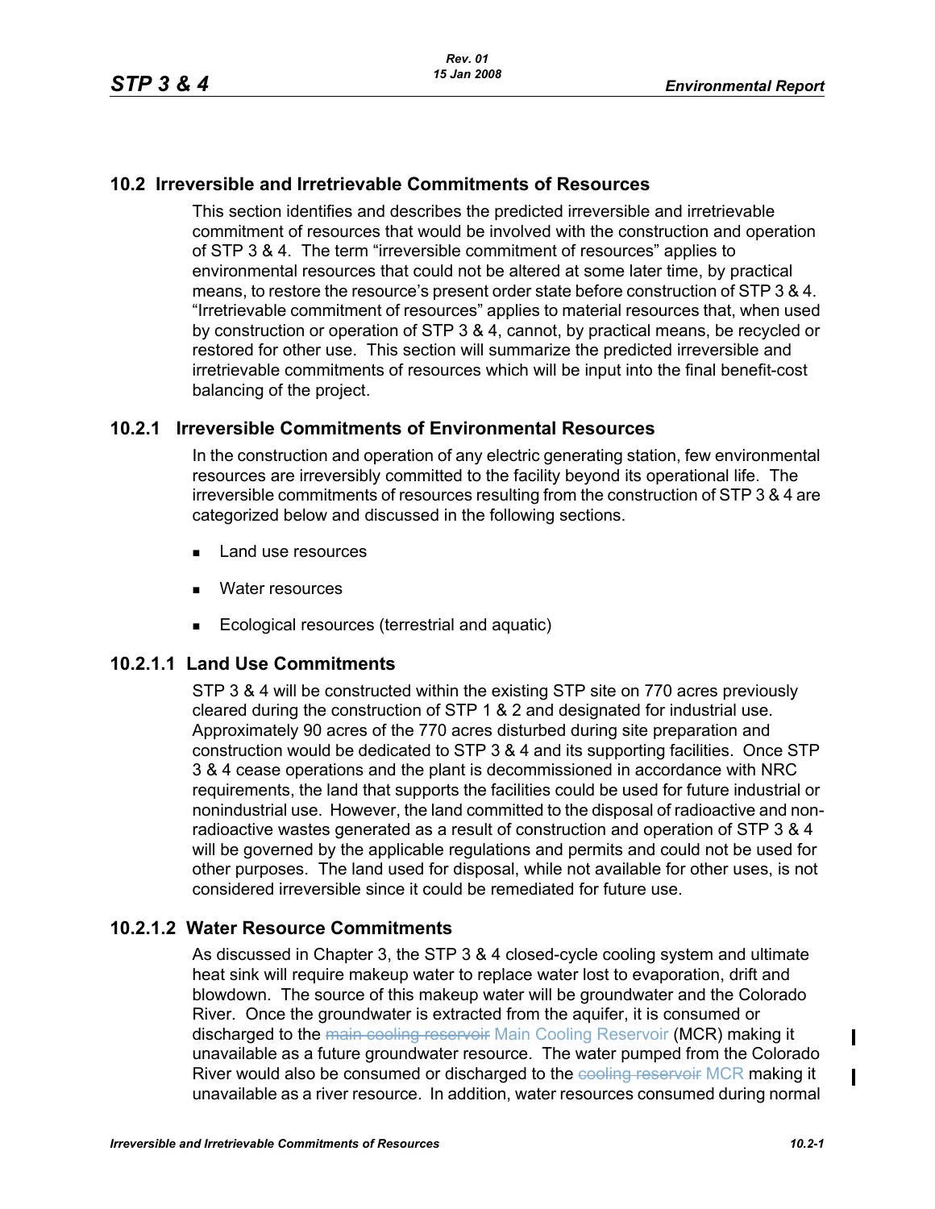## 10.2 Irreversible and Irretrievable Commitments of Resources

This section identifies and describes the predicted irreversible and irretrievable commitment of resources that would be involved with the construction and operation of STP 3 & 4. The term "irreversible commitment of resources" applies to environmental resources that could not be altered at some later time, by practical means, to restore the resource's present order state before construction of STP 3 & 4. "Irretrievable commitment of resources" applies to material resources that, when used by construction or operation of STP 3 & 4, cannot, by practical means, be recycled or restored for other use. This section will summarize the predicted irreversible and irretrievable commitments of resources which will be input into the final benefit-cost balancing of the project.

### 10.2.1 Irreversible Commitments of Environmental Resources

In the construction and operation of any electric generating station, few environmental resources are irreversibly committed to the facility beyond its operational life. The irreversible commitments of resources resulting from the construction of STP 3 & 4 are categorized below and discussed in the following sections.

- Land use resources
- Water resources
- Ecological resources (terrestrial and aquatic)

#### 10.2.1.1 Land Use Commitments

STP 3 & 4 will be constructed within the existing STP site on 770 acres previously cleared during the construction of STP 1 & 2 and designated for industrial use. Approximately 90 acres of the 770 acres disturbed during site preparation and construction would be dedicated to STP 3 & 4 and its supporting facilities. Once STP 3 & 4 cease operations and the plant is decommissioned in accordance with NRC requirements, the land that supports the facilities could be used for future industrial or nonindustrial use. However, the land committed to the disposal of radioactive and non-radioactive wastes generated as a result of construction and operation of STP 3 & 4 will be governed by the applicable regulations and permits and could not be used for other purposes. The land used for disposal, while not available for other uses, is not considered irreversible since it could be remediated for future use.

#### 10.2.1.2 Water Resource Commitments

As discussed in Chapter 3, the STP 3 & 4 closed-cycle cooling system and ultimate heat sink will require makeup water to replace water lost to evaporation, drift and blowdown. The source of this makeup water will be groundwater and the Colorado River. Once the groundwater is extracted from the aquifer, it is consumed or discharged to the ~~main cooling reservoir~~ Main Cooling Reservoir (MCR) making it unavailable as a future groundwater resource. The water pumped from the Colorado River would also be consumed or discharged to the ~~cooling reservoir~~ MCR making it unavailable as a river resource. In addition, water resources consumed during normal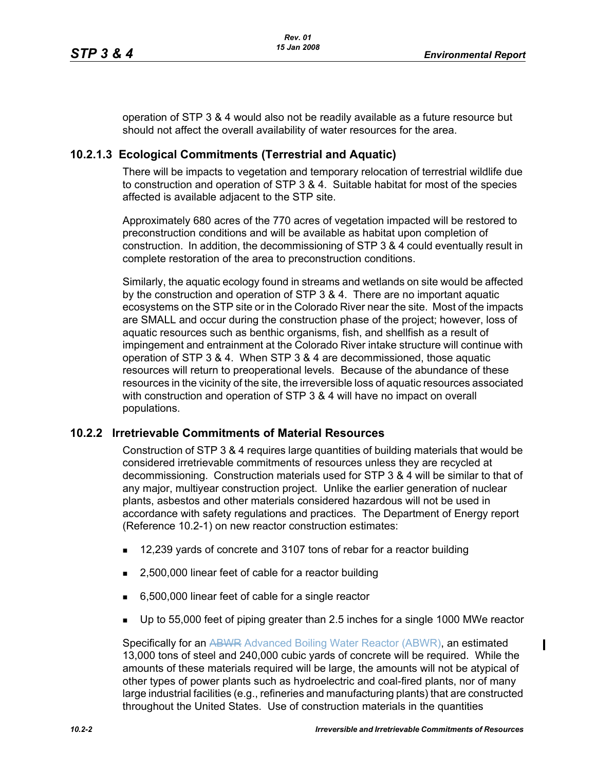operation of STP 3 & 4 would also not be readily available as a future resource but should not affect the overall availability of water resources for the area.

### 10.2.1.3 Ecological Commitments (Terrestrial and Aquatic)

There will be impacts to vegetation and temporary relocation of terrestrial wildlife due to construction and operation of STP 3 & 4. Suitable habitat for most of the species affected is available adjacent to the STP site.

Approximately 680 acres of the 770 acres of vegetation impacted will be restored to preconstruction conditions and will be available as habitat upon completion of construction. In addition, the decommissioning of STP 3 & 4 could eventually result in complete restoration of the area to preconstruction conditions.

Similarly, the aquatic ecology found in streams and wetlands on site would be affected by the construction and operation of STP 3 & 4. There are no important aquatic ecosystems on the STP site or in the Colorado River near the site. Most of the impacts are SMALL and occur during the construction phase of the project; however, loss of aquatic resources such as benthic organisms, fish, and shellfish as a result of impingement and entrainment at the Colorado River intake structure will continue with operation of STP 3 & 4. When STP 3 & 4 are decommissioned, those aquatic resources will return to preoperational levels. Because of the abundance of these resources in the vicinity of the site, the irreversible loss of aquatic resources associated with construction and operation of STP 3 & 4 will have no impact on overall populations.

## 10.2.2 Irretrievable Commitments of Material Resources

Construction of STP 3 & 4 requires large quantities of building materials that would be considered irretrievable commitments of resources unless they are recycled at decommissioning. Construction materials used for STP 3 & 4 will be similar to that of any major, multiyear construction project. Unlike the earlier generation of nuclear plants, asbestos and other materials considered hazardous will not be used in accordance with safety regulations and practices. The Department of Energy report (Reference 10.2-1) on new reactor construction estimates:

- 12,239 yards of concrete and 3107 tons of rebar for a reactor building
- 2,500,000 linear feet of cable for a reactor building
- 6,500,000 linear feet of cable for a single reactor
- Up to 55,000 feet of piping greater than 2.5 inches for a single 1000 MWe reactor

Specifically for an ~~ABWR~~ Advanced Boiling Water Reactor (ABWR), an estimated 13,000 tons of steel and 240,000 cubic yards of concrete will be required. While the amounts of these materials required will be large, the amounts will not be atypical of other types of power plants such as hydroelectric and coal-fired plants, nor of many large industrial facilities (e.g., refineries and manufacturing plants) that are constructed throughout the United States. Use of construction materials in the quantities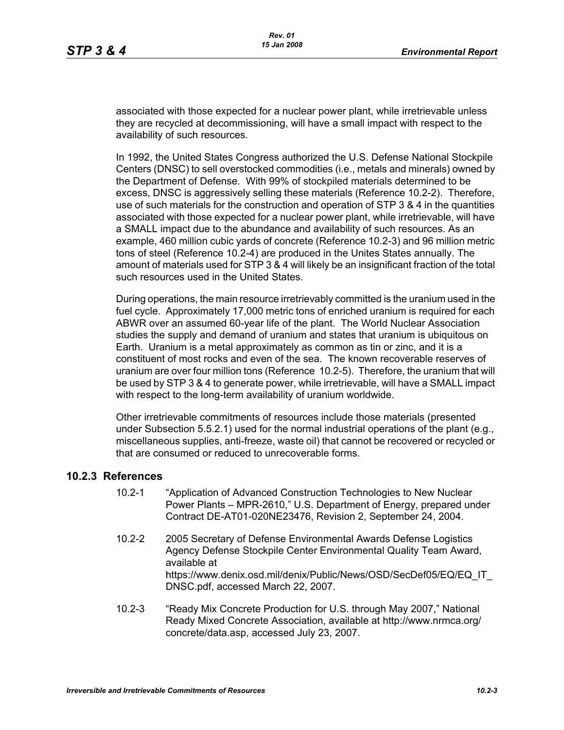associated with those expected for a nuclear power plant, while irretrievable unless they are recycled at decommissioning, will have a small impact with respect to the availability of such resources.

In 1992, the United States Congress authorized the U.S. Defense National Stockpile Centers (DNSC) to sell overstocked commodities (i.e., metals and minerals) owned by the Department of Defense. With 99% of stockpiled materials determined to be excess, DNSC is aggressively selling these materials (Reference 10.2-2). Therefore, use of such materials for the construction and operation of STP 3 & 4 in the quantities associated with those expected for a nuclear power plant, while irretrievable, will have a SMALL impact due to the abundance and availability of such resources. As an example, 460 million cubic yards of concrete (Reference 10.2-3) and 96 million metric tons of steel (Reference 10.2-4) are produced in the Unites States annually. The amount of materials used for STP 3 & 4 will likely be an insignificant fraction of the total such resources used in the United States.

During operations, the main resource irretrievably committed is the uranium used in the fuel cycle. Approximately 17,000 metric tons of enriched uranium is required for each ABWR over an assumed 60-year life of the plant. The World Nuclear Association studies the supply and demand of uranium and states that uranium is ubiquitous on Earth. Uranium is a metal approximately as common as tin or zinc, and it is a constituent of most rocks and even of the sea. The known recoverable reserves of uranium are over four million tons (Reference 10.2-5). Therefore, the uranium that will be used by STP 3 & 4 to generate power, while irretrievable, will have a SMALL impact with respect to the long-term availability of uranium worldwide.

Other irretrievable commitments of resources include those materials (presented under Subsection 5.5.2.1) used for the normal industrial operations of the plant (e.g., miscellaneous supplies, anti-freeze, waste oil) that cannot be recovered or recycled or that are consumed or reduced to unrecoverable forms.

## 10.2.3 References

10.2-1 "Application of Advanced Construction Technologies to New Nuclear Power Plants – MPR-2610," U.S. Department of Energy, prepared under Contract DE-AT01-020NE23476, Revision 2, September 24, 2004.

10.2-2 2005 Secretary of Defense Environmental Awards Defense Logistics Agency Defense Stockpile Center Environmental Quality Team Award, available at https://www.denix.osd.mil/denix/Public/News/OSD/SecDef05/EQ/EQ_IT_DNSC.pdf, accessed March 22, 2007.

10.2-3 "Ready Mix Concrete Production for U.S. through May 2007," National Ready Mixed Concrete Association, available at http://www.nrmca.org/concrete/data.asp, accessed July 23, 2007.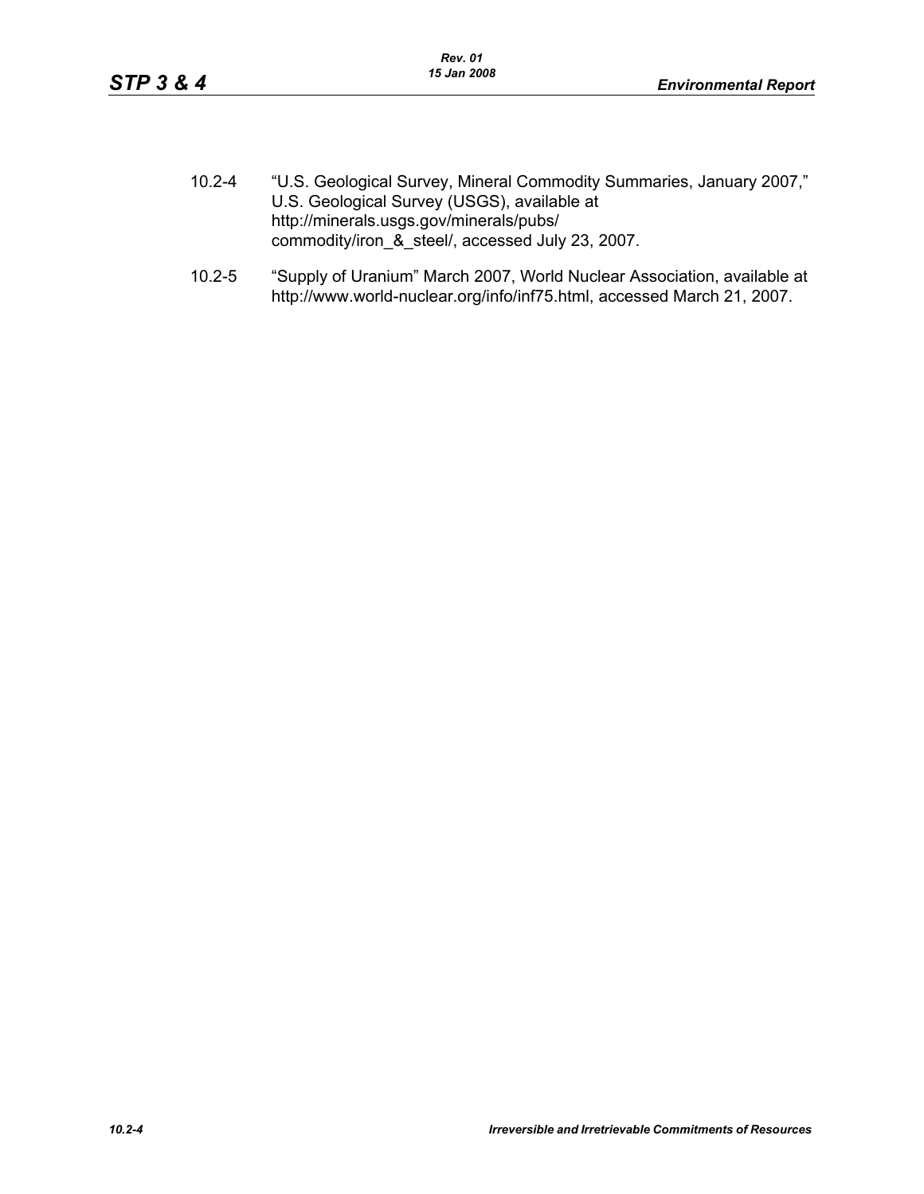10.2-4 "U.S. Geological Survey, Mineral Commodity Summaries, January 2007," U.S. Geological Survey (USGS), available at http://minerals.usgs.gov/minerals/pubs/commodity/iron_&_steel/, accessed July 23, 2007.

10.2-5 "Supply of Uranium" March 2007, World Nuclear Association, available at http://www.world-nuclear.org/info/inf75.html, accessed March 21, 2007.